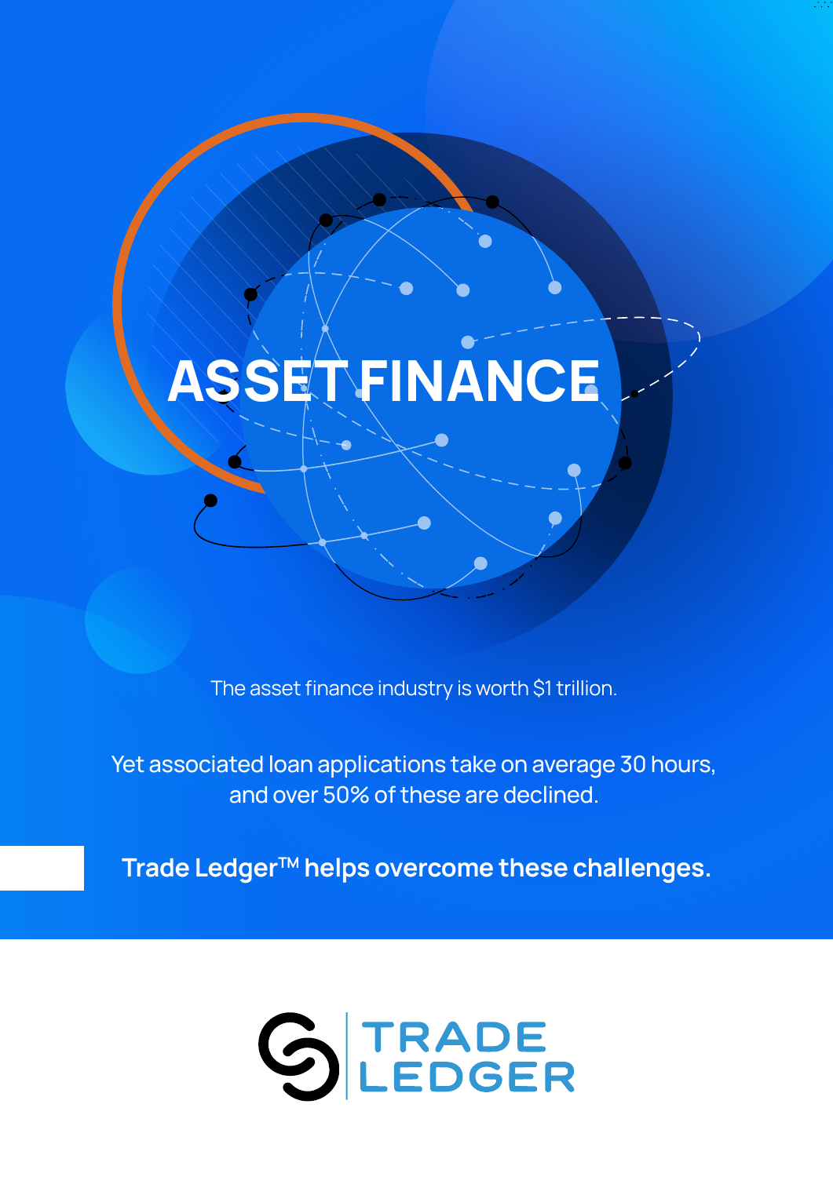# ASSET FINANCE

The asset finance industry is worth $1 trillion.

Yet associated loan applications take on average 30 hours, and over 50% of these are declined.

**Trade Ledger™ helps overcome these challenges.**

TRADE LEDGER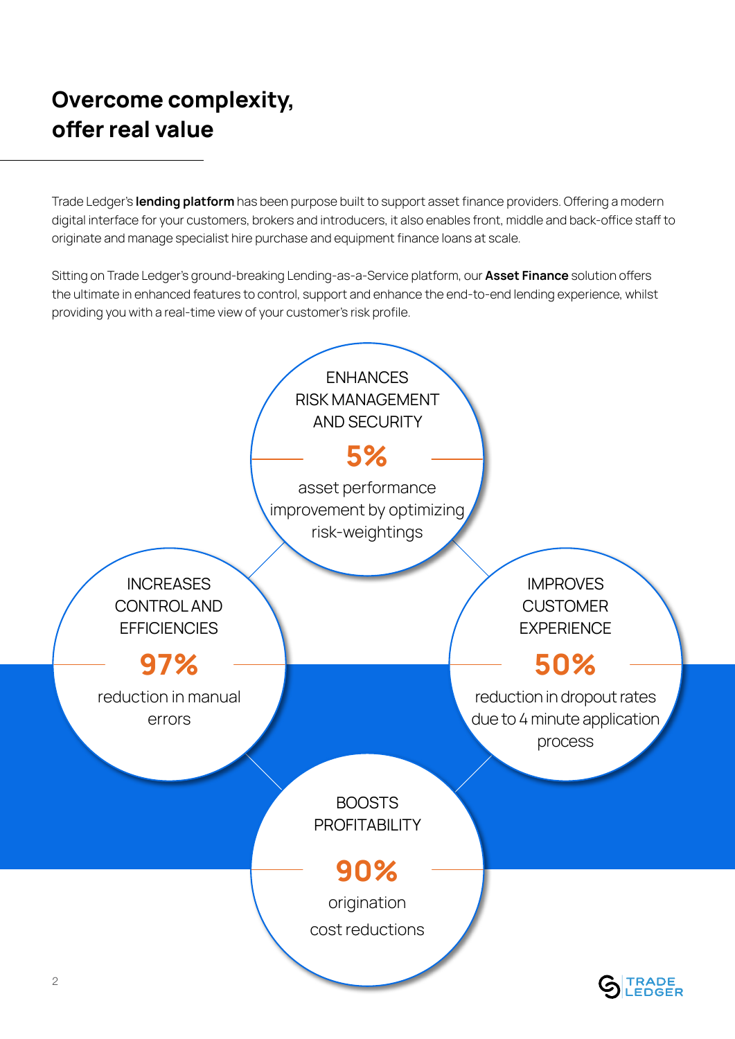# Overcome complexity, offer real value

Trade Ledger's **lending platform** has been purpose built to support asset finance providers. Offering a modern digital interface for your customers, brokers and introducers, it also enables front, middle and back-office staff to originate and manage specialist hire purchase and equipment finance loans at scale.

Sitting on Trade Ledger's ground-breaking Lending-as-a-Service platform, our **Asset Finance** solution offers the ultimate in enhanced features to control, support and enhance the end-to-end lending experience, whilst providing you with a real-time view of your customer's risk profile.

ENHANCES RISK MANAGEMENT AND SECURITY

**5%**

asset performance improvement by optimizing risk-weightings

INCREASES CONTROL AND EFFICIENCIES

**97%**

reduction in manual errors

IMPROVES CUSTOMER EXPERIENCE

**50%**

reduction in dropout rates due to 4 minute application process

BOOSTS PROFITABILITY

**90%**

origination cost reductions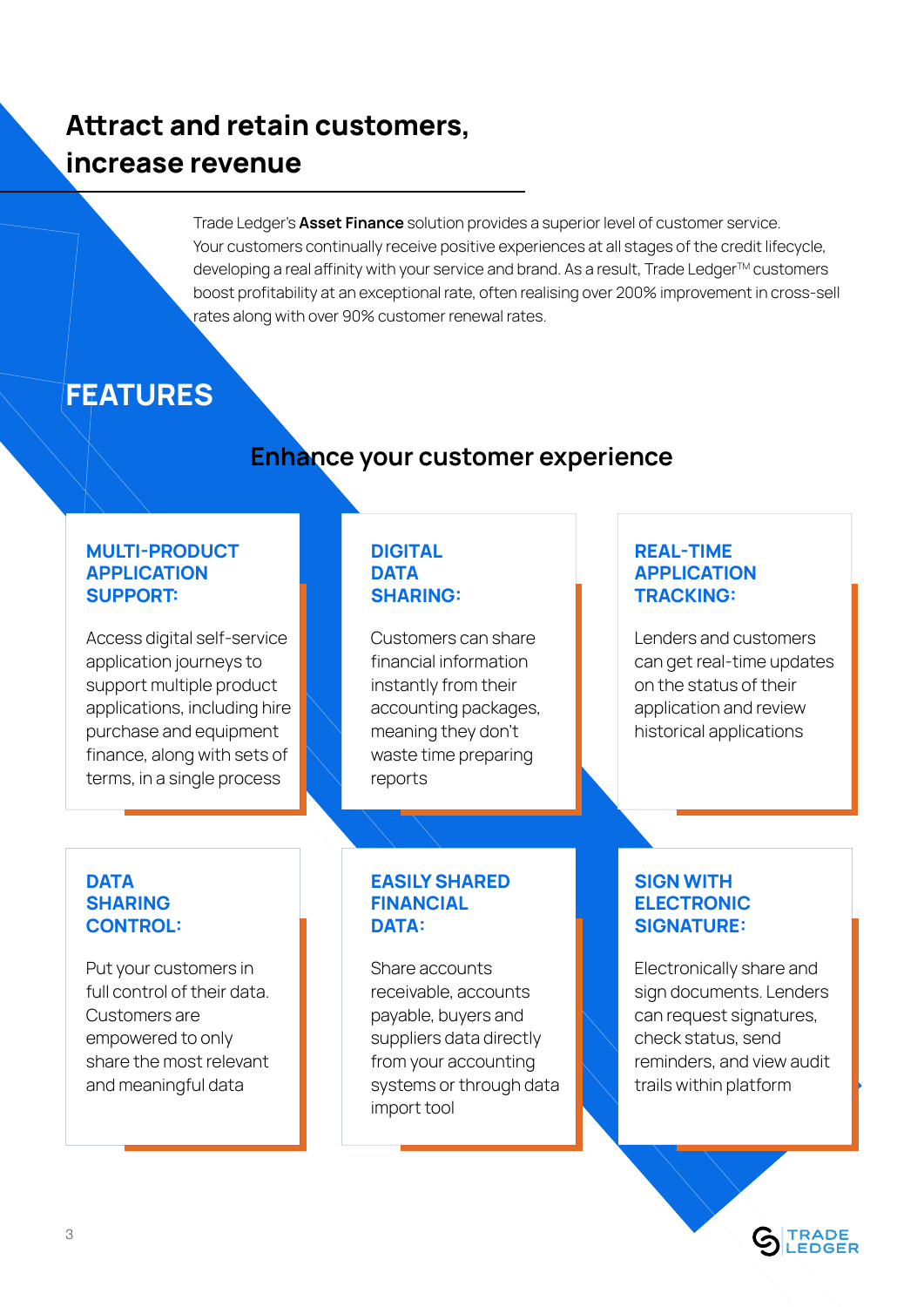# Attract and retain customers, increase revenue

Trade Ledger's **Asset Finance** solution provides a superior level of customer service. Your customers continually receive positive experiences at all stages of the credit lifecycle, developing a real affinity with your service and brand. As a result, Trade Ledger™ customers boost profitability at an exceptional rate, often realising over 200% improvement in cross-sell rates along with over 90% customer renewal rates.

## FEATURES

### Enhance your customer experience

**MULTI-PRODUCT APPLICATION SUPPORT:**

Access digital self-service application journeys to support multiple product applications, including hire purchase and equipment finance, along with sets of terms, in a single process

**DIGITAL DATA SHARING:**

Customers can share financial information instantly from their accounting packages, meaning they don't waste time preparing reports

**REAL-TIME APPLICATION TRACKING:**

Lenders and customers can get real-time updates on the status of their application and review historical applications

**DATA SHARING CONTROL:**

Put your customers in full control of their data. Customers are empowered to only share the most relevant and meaningful data

**EASILY SHARED FINANCIAL DATA:**

Share accounts receivable, accounts payable, buyers and suppliers data directly from your accounting systems or through data import tool

**SIGN WITH ELECTRONIC SIGNATURE:**

Electronically share and sign documents. Lenders can request signatures, check status, send reminders, and view audit trails within platform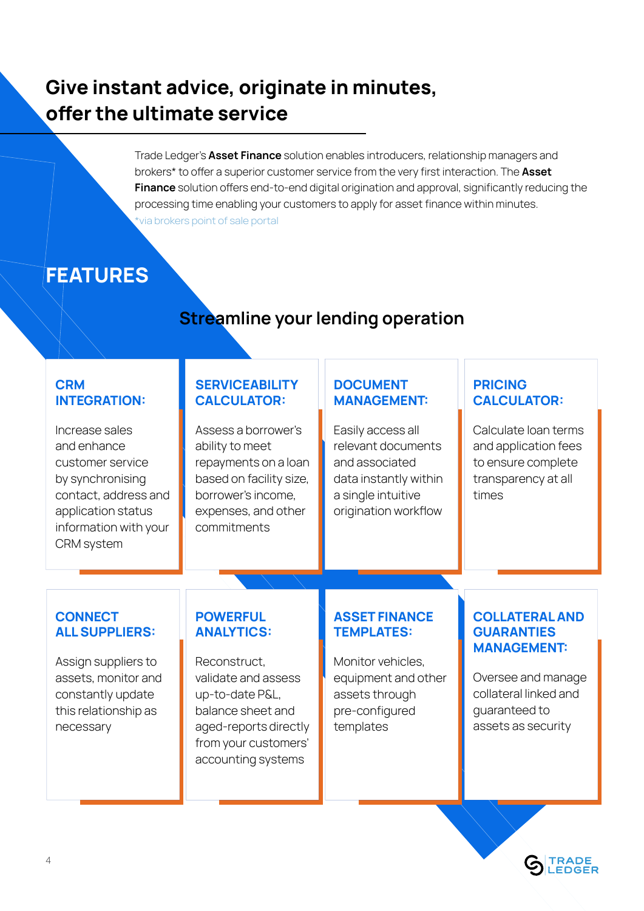# Give instant advice, originate in minutes, offer the ultimate service

Trade Ledger's **Asset Finance** solution enables introducers, relationship managers and brokers* to offer a superior customer service from the very first interaction. The **Asset Finance** solution offers end-to-end digital origination and approval, significantly reducing the processing time enabling your customers to apply for asset finance within minutes.

*via brokers point of sale portal

## FEATURES

### Streamline your lending operation

**CRM INTEGRATION:**

Increase sales and enhance customer service by synchronising contact, address and application status information with your CRM system

**SERVICEABILITY CALCULATOR:**

Assess a borrower's ability to meet repayments on a loan based on facility size, borrower's income, expenses, and other commitments

**DOCUMENT MANAGEMENT:**

Easily access all relevant documents and associated data instantly within a single intuitive origination workflow

**PRICING CALCULATOR:**

Calculate loan terms and application fees to ensure complete transparency at all times

**CONNECT ALL SUPPLIERS:**

Assign suppliers to assets, monitor and constantly update this relationship as necessary

**POWERFUL ANALYTICS:**

Reconstruct, validate and assess up-to-date P&L, balance sheet and aged-reports directly from your customers' accounting systems

**ASSET FINANCE TEMPLATES:**

Monitor vehicles, equipment and other assets through pre-configured templates

**COLLATERAL AND GUARANTIES MANAGEMENT:**

Oversee and manage collateral linked and guaranteed to assets as security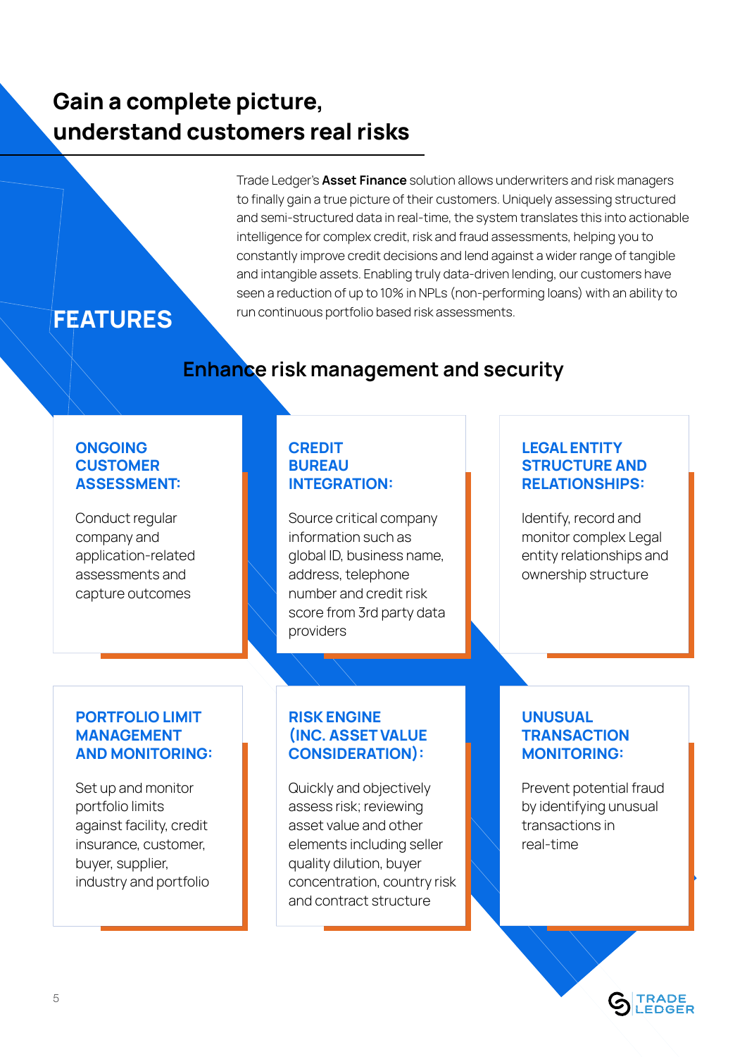# Gain a complete picture, understand customers real risks

Trade Ledger's **Asset Finance** solution allows underwriters and risk managers to finally gain a true picture of their customers. Uniquely assessing structured and semi-structured data in real-time, the system translates this into actionable intelligence for complex credit, risk and fraud assessments, helping you to constantly improve credit decisions and lend against a wider range of tangible and intangible assets. Enabling truly data-driven lending, our customers have seen a reduction of up to 10% in NPLs (non-performing loans) with an ability to run continuous portfolio based risk assessments.

## FEATURES

### Enhance risk management and security

**ONGOING CUSTOMER ASSESSMENT:**

Conduct regular company and application-related assessments and capture outcomes

**CREDIT BUREAU INTEGRATION:**

Source critical company information such as global ID, business name, address, telephone number and credit risk score from 3rd party data providers

**LEGAL ENTITY STRUCTURE AND RELATIONSHIPS:**

Identify, record and monitor complex Legal entity relationships and ownership structure

**PORTFOLIO LIMIT MANAGEMENT AND MONITORING:**

Set up and monitor portfolio limits against facility, credit insurance, customer, buyer, supplier, industry and portfolio

**RISK ENGINE (INC. ASSET VALUE CONSIDERATION):**

Quickly and objectively assess risk; reviewing asset value and other elements including seller quality dilution, buyer concentration, country risk and contract structure

**UNUSUAL TRANSACTION MONITORING:**

Prevent potential fraud by identifying unusual transactions in real-time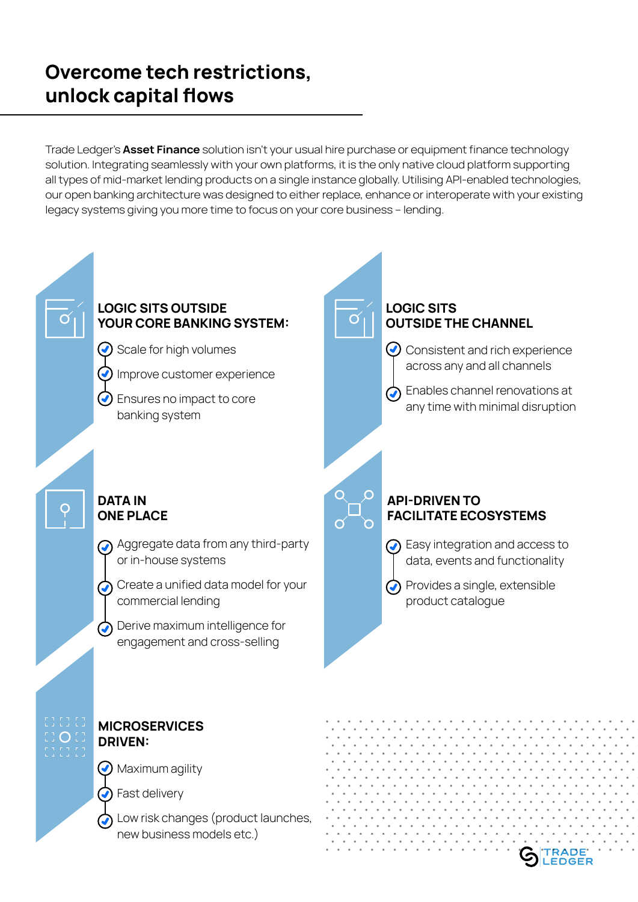# Overcome tech restrictions, unlock capital flows

Trade Ledger's **Asset Finance** solution isn't your usual hire purchase or equipment finance technology solution. Integrating seamlessly with your own platforms, it is the only native cloud platform supporting all types of mid-market lending products on a single instance globally. Utilising API-enabled technologies, our open banking architecture was designed to either replace, enhance or interoperate with your existing legacy systems giving you more time to focus on your core business – lending.

### LOGIC SITS OUTSIDE YOUR CORE BANKING SYSTEM:

- Scale for high volumes
- Improve customer experience
- Ensures no impact to core banking system

### LOGIC SITS OUTSIDE THE CHANNEL

- Consistent and rich experience across any and all channels
- Enables channel renovations at any time with minimal disruption

### DATA IN ONE PLACE

- Aggregate data from any third-party or in-house systems
- Create a unified data model for your commercial lending
- Derive maximum intelligence for engagement and cross-selling

### API-DRIVEN TO FACILITATE ECOSYSTEMS

- Easy integration and access to data, events and functionality
- Provides a single, extensible product catalogue

### MICROSERVICES DRIVEN:

- Maximum agility
- Fast delivery
- Low risk changes (product launches, new business models etc.)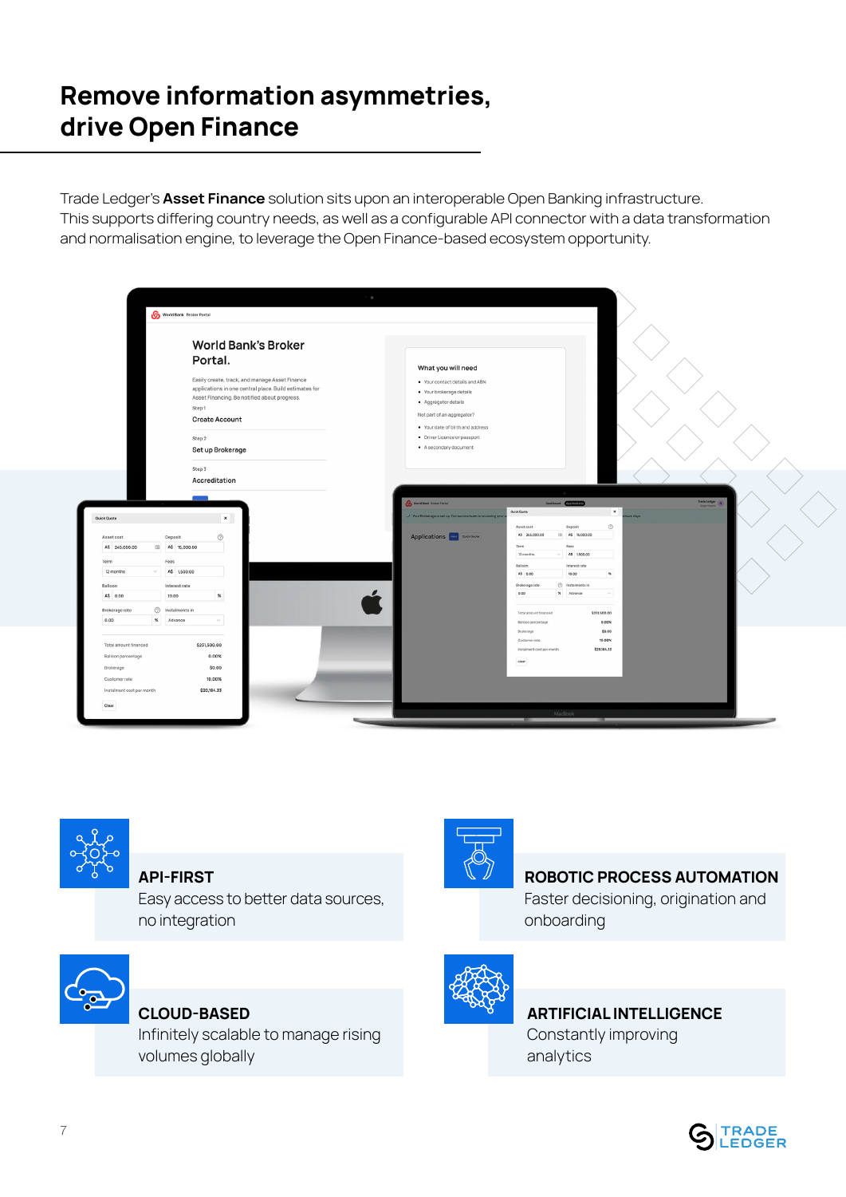# Remove information asymmetries, drive Open Finance

Trade Ledger's **Asset Finance** solution sits upon an interoperable Open Banking infrastructure. This supports differing country needs, as well as a configurable API connector with a data transformation and normalisation engine, to leverage the Open Finance-based ecosystem opportunity.

### API-FIRST

Easy access to better data sources, no integration

### ROBOTIC PROCESS AUTOMATION

Faster decisioning, origination and onboarding

### CLOUD-BASED

Infinitely scalable to manage rising volumes globally

### ARTIFICIAL INTELLIGENCE

Constantly improving analytics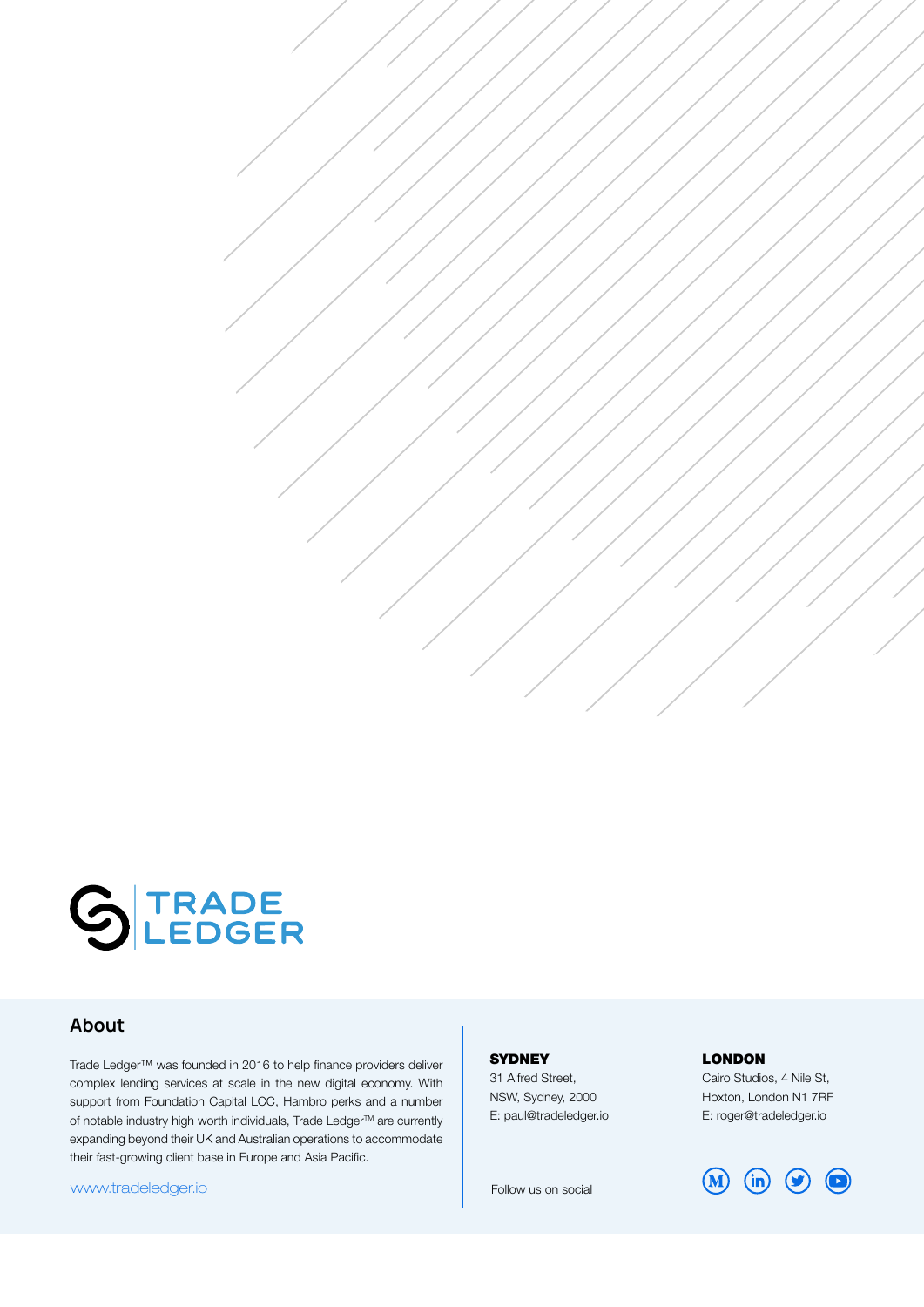TRADE LEDGER

## About

Trade Ledger™ was founded in 2016 to help finance providers deliver complex lending services at scale in the new digital economy. With support from Foundation Capital LCC, Hambro perks and a number of notable industry high worth individuals, Trade Ledger™ are currently expanding beyond their UK and Australian operations to accommodate their fast-growing client base in Europe and Asia Pacific.

www.tradeledger.io

**SYDNEY**
31 Alfred Street,
NSW, Sydney, 2000
E: paul@tradeledger.io

**LONDON**
Cairo Studios, 4 Nile St,
Hoxton, London N1 7RF
E: roger@tradeledger.io

Follow us on social